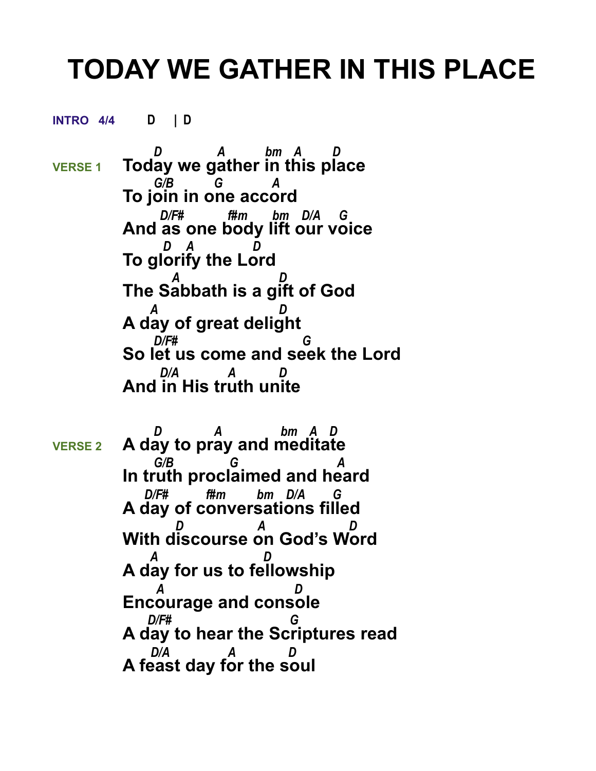# TODAY WE GATHER IN THIS PLACE

**INTRO 4/4** D | D

**VERSE 1**

```
   D          A         bm  A      D
Today we gather in this place
   G/B       G         A
To join in one accord
     D/F#        f#m     bm  D/A    G
And as one body lift our voice
      D   A          D
To glorify the Lord
        A                D
The Sabbath is a gift of God
   A                     D
A day of great delight
   D/F#                       G
So let us come and seek the Lord
     D/A         A        D
And in His truth unite
```

**VERSE 2**

```
   D          A             bm  A  D
A day to pray and meditate
   G/B          G                A
In truth proclaimed and heard
  D/F#       f#m       bm  D/A      G
A day of conversations filled
         D              A              D
With discourse on God's Word
   A                 D
A day for us to fellowship
    A                      D
Encourage and console
    D/F#                     G
A day to hear the Scriptures read
   D/A           A        D
A feast day for the soul
```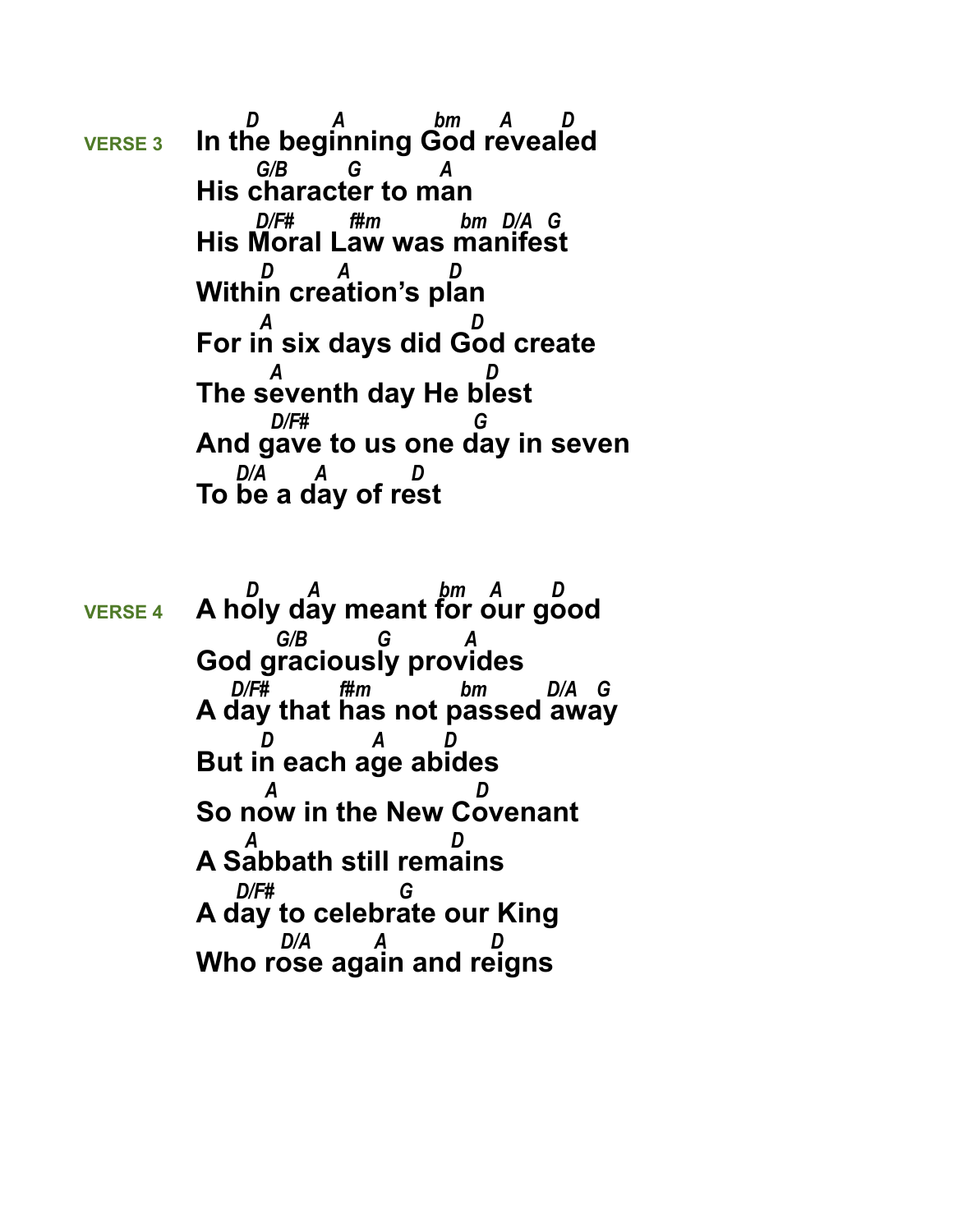**VERSE 3**

```
       D         A            bm     A       D
In the beginning God revealed
      G/B       G          A
His character to man
      D/F#       f#m           bm  D/A  G
His Moral Law was manifest
       D         A          D
Within creation's plan
       A                      D
For in six days did God create
        A                       D
The seventh day He blest
        D/F#                     G
And gave to us one day in seven
    D/A       A          D
To be a day of rest
```

**VERSE 4**

```
       D       A               bm    A       D
A holy day meant for our good
          G/B         G          A
God graciously provides
   D/F#          f#m           bm        D/A   G
A day that has not passed away
       D            A       D
But in each age abides
       A                         D
So now in the New Covenant
     A                        D
A Sabbath still remains
    D/F#                G
A day to celebrate our King
          D/A        A           D
Who rose again and reigns
```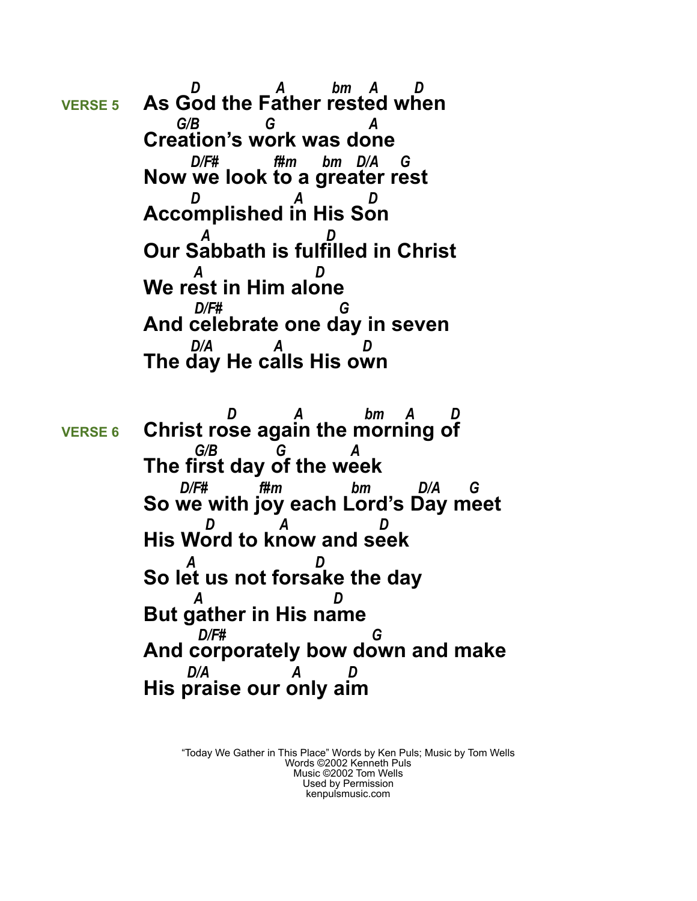**VERSE 5**

```
    D            A       bm  A     D
As God the Father rested when
  G/B         G            A
Creation's work was done
    D/F#        f#m    bm  D/A   G
Now we look to a greater rest
    D              A        D
Accomplished in His Son
    A                  D
Our Sabbath is fulfilled in Christ
   A                D
We rest in Him alone
    D/F#                  G
And celebrate one day in seven
    D/A          A         D
The day He calls His own
```

**VERSE 6**

```
            D          A          bm    A      D
Christ rose again the morning of
    G/B         G         A
The first day of the week
   D/F#       f#m         bm        D/A     G
So we with joy each Lord's Day meet
     D          A          D
His Word to know and seek
   A                  D
So let us not forsake the day
    A                D
But gather in His name
    D/F#                    G
And corporately bow down and make
   D/A          A      D
His praise our only aim
```

"Today We Gather in This Place" Words by Ken Puls; Music by Tom Wells
Words ©2002 Kenneth Puls
Music ©2002 Tom Wells
Used by Permission
kenpulsmusic.com